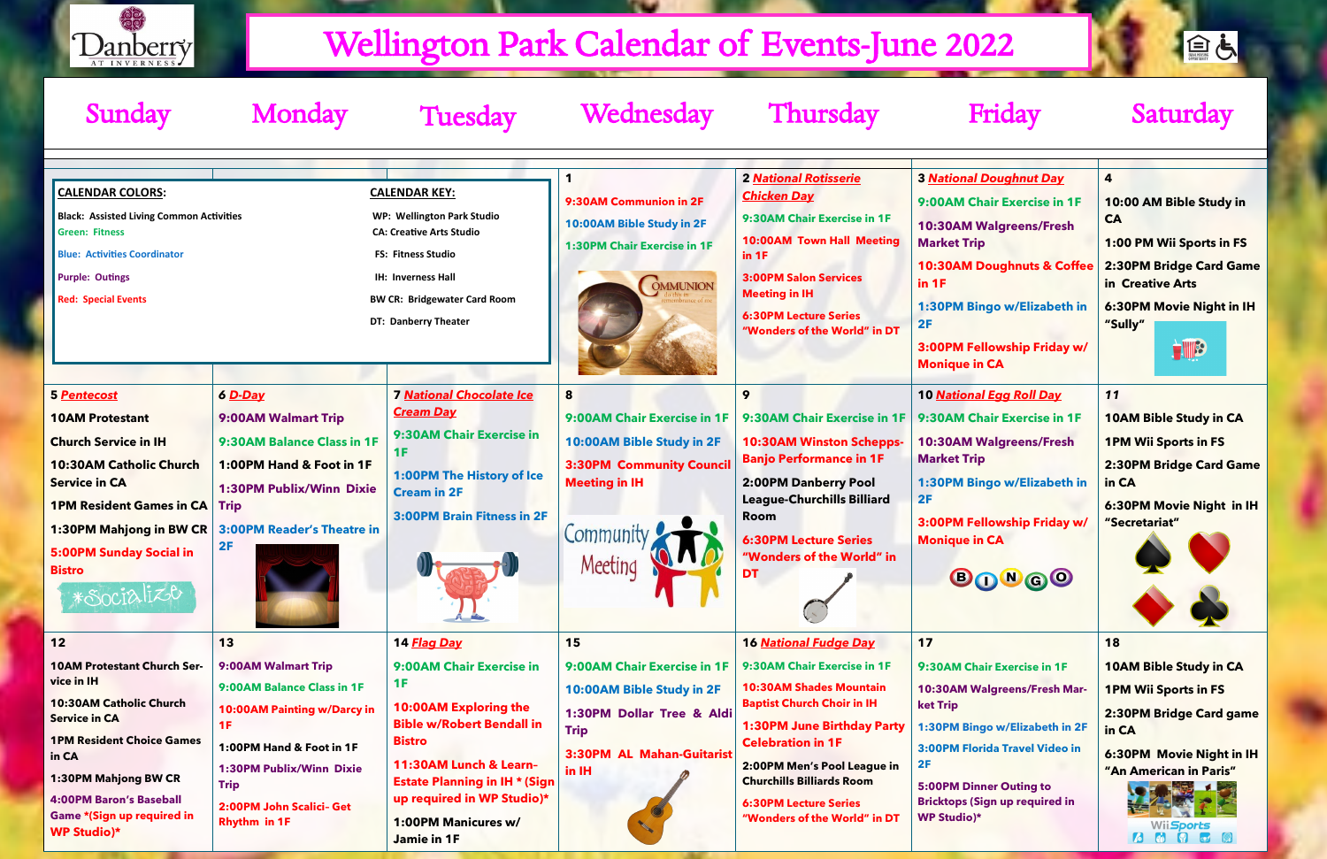# Wellington Park Calendar of Events-June 2022

**CALENDAR COLORS:**

- Black: Assisted Living Common Activities
- Green: Fitness
- Blue: Activities Coordinator
- Purple: Outings
- Red: Special Events

**CALENDAR KEY:**

- WP: Wellington Park Studio
- CA: Creative Arts Studio
- FS: Fitness Studio
- IH: Inverness Hall
- BW CR: Bridgewater Card Room
- DT: Danberry Theater

| Sunday | Monday | Tuesday | Wednesday | Thursday | Friday | Saturday |
|---|---|---|---|---|---|---|
| | | | **1**<br>9:30AM Communion in 2F<br>10:00AM Bible Study in 2F<br>1:30PM Chair Exercise in 1F | **2** *National Rotisserie Chicken Day*<br>9:30AM Chair Exercise in 1F<br>10:00AM Town Hall Meeting in 1F<br>3:00PM Salon Services Meeting in IH<br>6:30PM Lecture Series "Wonders of the World" in DT | **3** *National Doughnut Day*<br>9:00AM Chair Exercise in 1F<br>10:30AM Walgreens/Fresh Market Trip<br>10:30AM Doughnuts & Coffee in 1F<br>1:30PM Bingo w/Elizabeth in 2F<br>3:00PM Fellowship Friday w/ Monique in CA | **4**<br>10:00 AM Bible Study in CA<br>1:00 PM Wii Sports in FS<br>2:30PM Bridge Card Game in Creative Arts<br>6:30PM Movie Night in IH "Sully" |
| **5** *Pentecost*<br>10AM Protestant Church Service in IH<br>10:30AM Catholic Church Service in CA<br>1PM Resident Games in CA<br>1:30PM Mahjong in BW CR<br>5:00PM Sunday Social in Bistro | **6** *D-Day*<br>9:00AM Walmart Trip<br>9:30AM Balance Class in 1F<br>1:00PM Hand & Foot in 1F<br>1:30PM Publix/Winn Dixie Trip<br>3:00PM Reader's Theatre in 2F | **7** *National Chocolate Ice Cream Day*<br>9:30AM Chair Exercise in 1F<br>1:00PM The History of Ice Cream in 2F<br>3:00PM Brain Fitness in 2F | **8**<br>9:00AM Chair Exercise in 1F<br>10:00AM Bible Study in 2F<br>3:30PM Community Council Meeting in IH | **9**<br>9:30AM Chair Exercise in 1F<br>10:30AM Winston Schepps-Banjo Performance in 1F<br>2:00PM Danberry Pool League-Churchills Billiard Room<br>6:30PM Lecture Series "Wonders of the World" in DT | **10** *National Egg Roll Day*<br>9:30AM Chair Exercise in 1F<br>10:30AM Walgreens/Fresh Market Trip<br>1:30PM Bingo w/Elizabeth in 2F<br>3:00PM Fellowship Friday w/ Monique in CA | **11**<br>10AM Bible Study in CA<br>1PM Wii Sports in FS<br>2:30PM Bridge Card Game in CA<br>6:30PM Movie Night in IH "Secretariat" |
| **12**<br>10AM Protestant Church Service in IH<br>10:30AM Catholic Church Service in CA<br>1PM Resident Choice Games in CA<br>1:30PM Mahjong BW CR<br>4:00PM Baron's Baseball Game *(Sign up required in WP Studio)* | **13**<br>9:00AM Walmart Trip<br>9:00AM Balance Class in 1F<br>10:00AM Painting w/Darcy in 1F<br>1:00PM Hand & Foot in 1F<br>1:30PM Publix/Winn Dixie Trip<br>2:00PM John Scalici- Get Rhythm in 1F | **14** *Flag Day*<br>9:00AM Chair Exercise in 1F<br>10:00AM Exploring the Bible w/Robert Bendall in Bistro<br>11:30AM Lunch & Learn-Estate Planning in IH *(Sign up required in WP Studio)*<br>1:00PM Manicures w/ Jamie in 1F | **15**<br>9:00AM Chair Exercise in 1F<br>10:00AM Bible Study in 2F<br>1:30PM Dollar Tree & Aldi Trip<br>3:30PM AL Mahan-Guitarist in IH | **16** *National Fudge Day*<br>9:30AM Chair Exercise in 1F<br>10:30AM Shades Mountain Baptist Church Choir in IH<br>1:30PM June Birthday Party Celebration in 1F<br>2:00PM Men's Pool League in Churchills Billiards Room<br>6:30PM Lecture Series "Wonders of the World" in DT | **17**<br>9:30AM Chair Exercise in 1F<br>10:30AM Walgreens/Fresh Market Trip<br>1:30PM Bingo w/Elizabeth in 2F<br>3:00PM Florida Travel Video in 2F<br>5:00PM Dinner Outing to Brickstops (Sign up required in WP Studio)* | **18**<br>10AM Bible Study in CA<br>1PM Wii Sports in FS<br>2:30PM Bridge Card game in CA<br>6:30PM Movie Night in IH "An American in Paris" |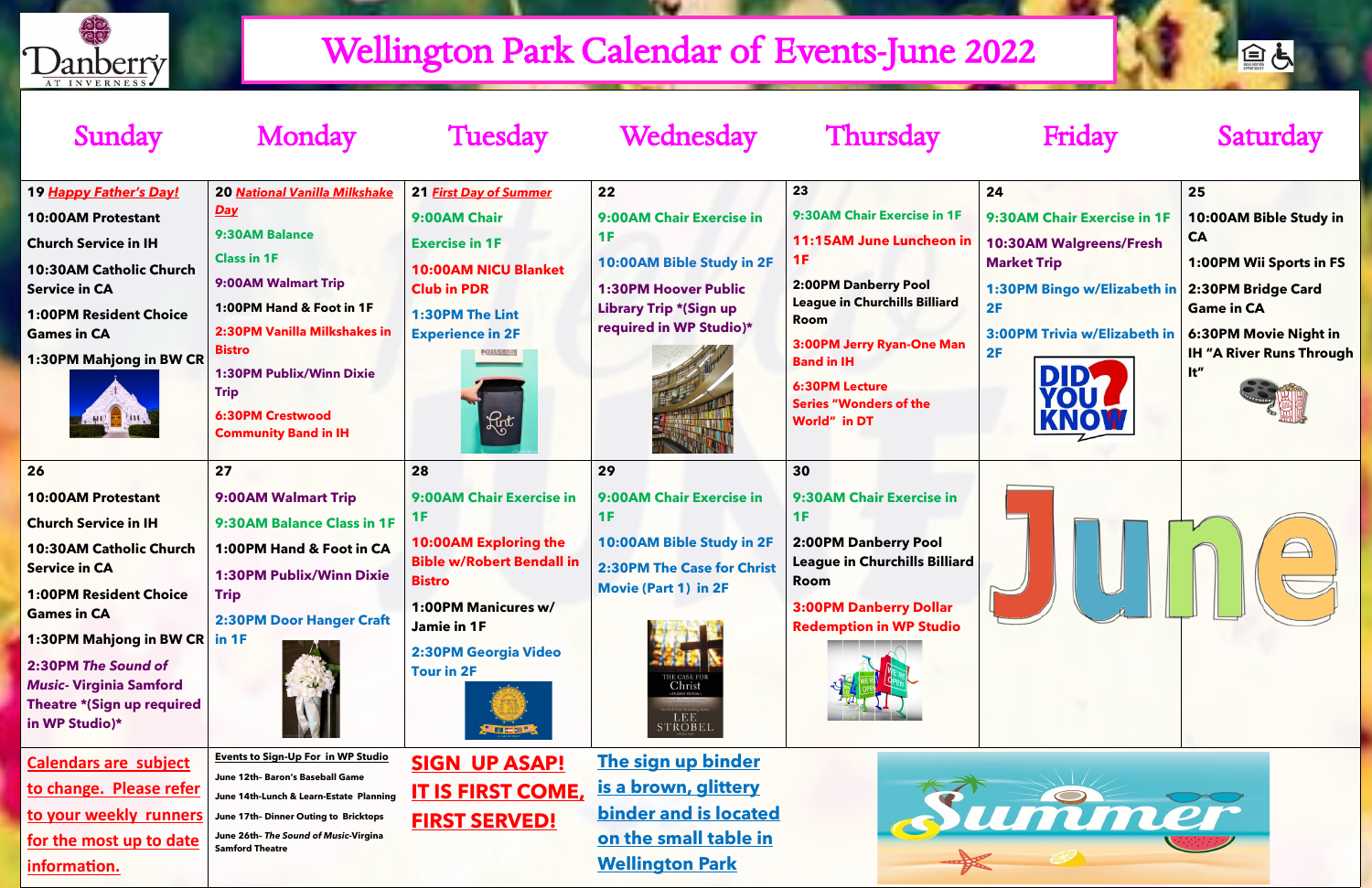# Wellington Park Calendar of Events-June 2022

| Sunday | Monday | Tuesday | Wednesday | Thursday | Friday | Saturday |
|---|---|---|---|---|---|---|
| 19 *Happy Father's Day!*<br>10:00AM Protestant Church Service in IH<br>10:30AM Catholic Church Service in CA<br>1:00PM Resident Choice Games in CA<br>1:30PM Mahjong in BW CR | 20 *National Vanilla Milkshake Day*<br>9:30AM Balance Class in 1F<br>9:00AM Walmart Trip<br>1:00PM Hand & Foot in 1F<br>2:30PM Vanilla Milkshakes in Bistro<br>1:30PM Publix/Winn Dixie Trip<br>6:30PM Crestwood Community Band in IH | 21 *First Day of Summer*<br>9:00AM Chair Exercise in 1F<br>10:00AM NICU Blanket Club in PDR<br>1:30PM The Lint Experience in 2F | 22<br>9:00AM Chair Exercise in 1F<br>10:00AM Bible Study in 2F<br>1:30PM Hoover Public Library Trip *(Sign up required in WP Studio)* | 23<br>9:30AM Chair Exercise in 1F<br>11:15AM June Luncheon in 1F<br>2:00PM Danberry Pool League in Churchills Billiard Room<br>3:00PM Jerry Ryan-One Man Band in IH<br>6:30PM Lecture Series "Wonders of the World" in DT | 24<br>9:30AM Chair Exercise in 1F<br>10:30AM Walgreens/Fresh Market Trip<br>1:30PM Bingo w/Elizabeth in 2F<br>3:00PM Trivia w/Elizabeth in 2F | 25<br>10:00AM Bible Study in CA<br>1:00PM Wii Sports in FS<br>2:30PM Bridge Card Game in CA<br>6:30PM Movie Night in IH "A River Runs Through It" |
| 26<br>10:00AM Protestant Church Service in IH<br>10:30AM Catholic Church Service in CA<br>1:00PM Resident Choice Games in CA<br>1:30PM Mahjong in BW CR<br>2:30PM *The Sound of Music*- Virginia Samford Theatre *(Sign up required in WP Studio)* | 27<br>9:00AM Walmart Trip<br>9:30AM Balance Class in 1F<br>1:00PM Hand & Foot in CA<br>1:30PM Publix/Winn Dixie Trip<br>2:30PM Door Hanger Craft in 1F | 28<br>9:00AM Chair Exercise in 1F<br>10:00AM Exploring the Bible w/Robert Bendall in Bistro<br>1:00PM Manicures w/ Jamie in 1F<br>2:30PM Georgia Video Tour in 2F | 29<br>9:00AM Chair Exercise in 1F<br>10:00AM Bible Study in 2F<br>2:30PM The Case for Christ Movie (Part 1) in 2F | 30<br>9:30AM Chair Exercise in 1F<br>2:00PM Danberry Pool League in Churchills Billiard Room<br>3:00PM Danberry Dollar Redemption in WP Studio | June | |

Calendars are subject to change. Please refer to your weekly runners for the most up to date information.

**Events to Sign-Up For in WP Studio**
- June 12th- Baron's Baseball Game
- June 14th-Lunch & Learn-Estate Planning
- June 17th- Dinner Outing to Bricktops
- June 26th- *The Sound of Music*-Virgina Samford Theatre

**SIGN UP ASAP! IT IS FIRST COME, FIRST SERVED!**

The sign up binder is a brown, glittery binder and is located on the small table in Wellington Park

Summer